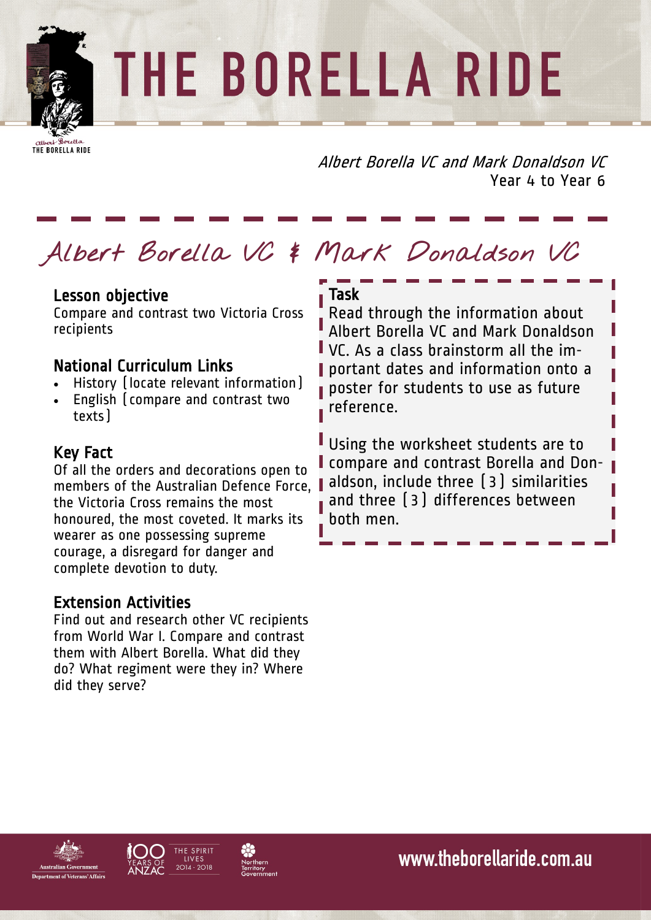# THE BORELLA RIDE

*Albert Borella VC and Mark Donaldson VC*
Year 4 to Year 6

## Albert Borella VC & Mark Donaldson VC

### Lesson objective

Compare and contrast two Victoria Cross recipients

### National Curriculum Links

- History (locate relevant information)
- English (compare and contrast two texts)

### Key Fact

Of all the orders and decorations open to members of the Australian Defence Force, the Victoria Cross remains the most honoured, the most coveted. It marks its wearer as one possessing supreme courage, a disregard for danger and complete devotion to duty.

### Extension Activities

Find out and research other VC recipients from World War I. Compare and contrast them with Albert Borella. What did they do? What regiment were they in? Where did they serve?

### Task

Read through the information about Albert Borella VC and Mark Donaldson VC. As a class brainstorm all the important dates and information onto a poster for students to use as future reference.

Using the worksheet students are to compare and contrast Borella and Donaldson, include three (3) similarities and three (3) differences between both men.

www.theborellaride.com.au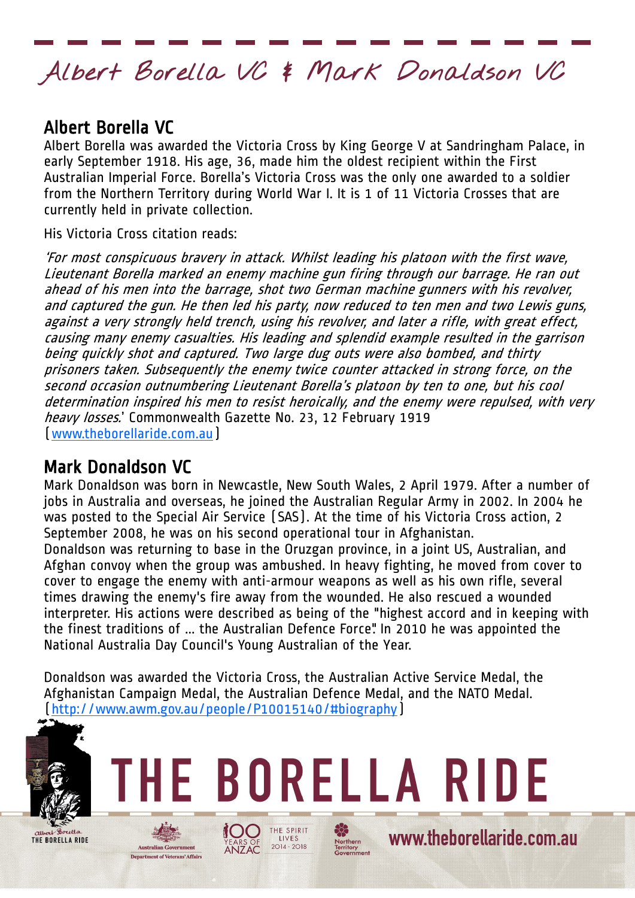# Albert Borella VC & Mark Donaldson VC

## Albert Borella VC

Albert Borella was awarded the Victoria Cross by King George V at Sandringham Palace, in early September 1918. His age, 36, made him the oldest recipient within the First Australian Imperial Force. Borella's Victoria Cross was the only one awarded to a soldier from the Northern Territory during World War I. It is 1 of 11 Victoria Crosses that are currently held in private collection.

His Victoria Cross citation reads:

*'For most conspicuous bravery in attack. Whilst leading his platoon with the first wave, Lieutenant Borella marked an enemy machine gun firing through our barrage. He ran out ahead of his men into the barrage, shot two German machine gunners with his revolver, and captured the gun. He then led his party, now reduced to ten men and two Lewis guns, against a very strongly held trench, using his revolver, and later a rifle, with great effect, causing many enemy casualties. His leading and splendid example resulted in the garrison being quickly shot and captured. Two large dug outs were also bombed, and thirty prisoners taken. Subsequently the enemy twice counter attacked in strong force, on the second occasion outnumbering Lieutenant Borella's platoon by ten to one, but his cool determination inspired his men to resist heroically, and the enemy were repulsed, with very heavy losses.'* Commonwealth Gazette No. 23, 12 February 1919 (www.theborellaride.com.au)

## Mark Donaldson VC

Mark Donaldson was born in Newcastle, New South Wales, 2 April 1979. After a number of jobs in Australia and overseas, he joined the Australian Regular Army in 2002. In 2004 he was posted to the Special Air Service (SAS). At the time of his Victoria Cross action, 2 September 2008, he was on his second operational tour in Afghanistan.

Donaldson was returning to base in the Oruzgan province, in a joint US, Australian, and Afghan convoy when the group was ambushed. In heavy fighting, he moved from cover to cover to engage the enemy with anti-armour weapons as well as his own rifle, several times drawing the enemy's fire away from the wounded. He also rescued a wounded interpreter. His actions were described as being of the "highest accord and in keeping with the finest traditions of ... the Australian Defence Force". In 2010 he was appointed the National Australia Day Council's Young Australian of the Year.

Donaldson was awarded the Victoria Cross, the Australian Active Service Medal, the Afghanistan Campaign Medal, the Australian Defence Medal, and the NATO Medal. (http://www.awm.gov.au/people/P10015140/#biography)

THE BORELLA RIDE

www.theborellaride.com.au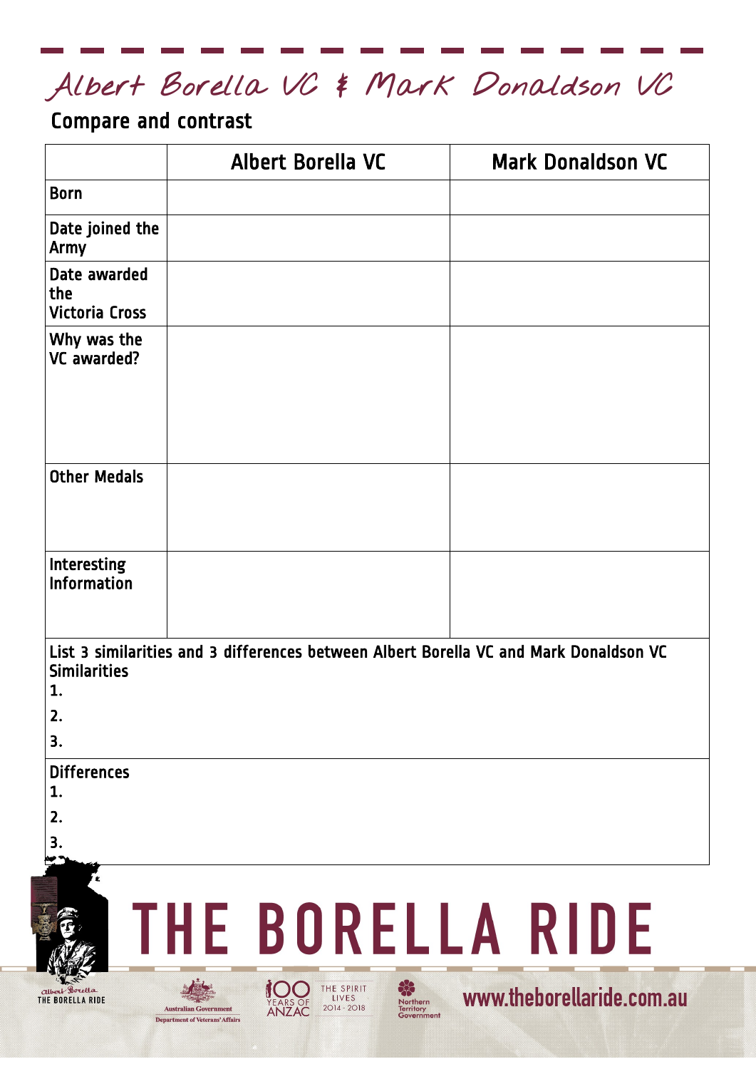# Albert Borella VC & Mark Donaldson VC

## Compare and contrast

| | Albert Borella VC | Mark Donaldson VC |
|---|---|---|
| Born | | |
| Date joined the Army | | |
| Date awarded the Victoria Cross | | |
| Why was the VC awarded? | | |
| Other Medals | | |
| Interesting Information | | |

**List 3 similarities and 3 differences between Albert Borella VC and Mark Donaldson VC**

**Similarities**

1.
2.
3.

**Differences**

1.
2.
3.

# THE BORELLA RIDE

www.theborellaride.com.au